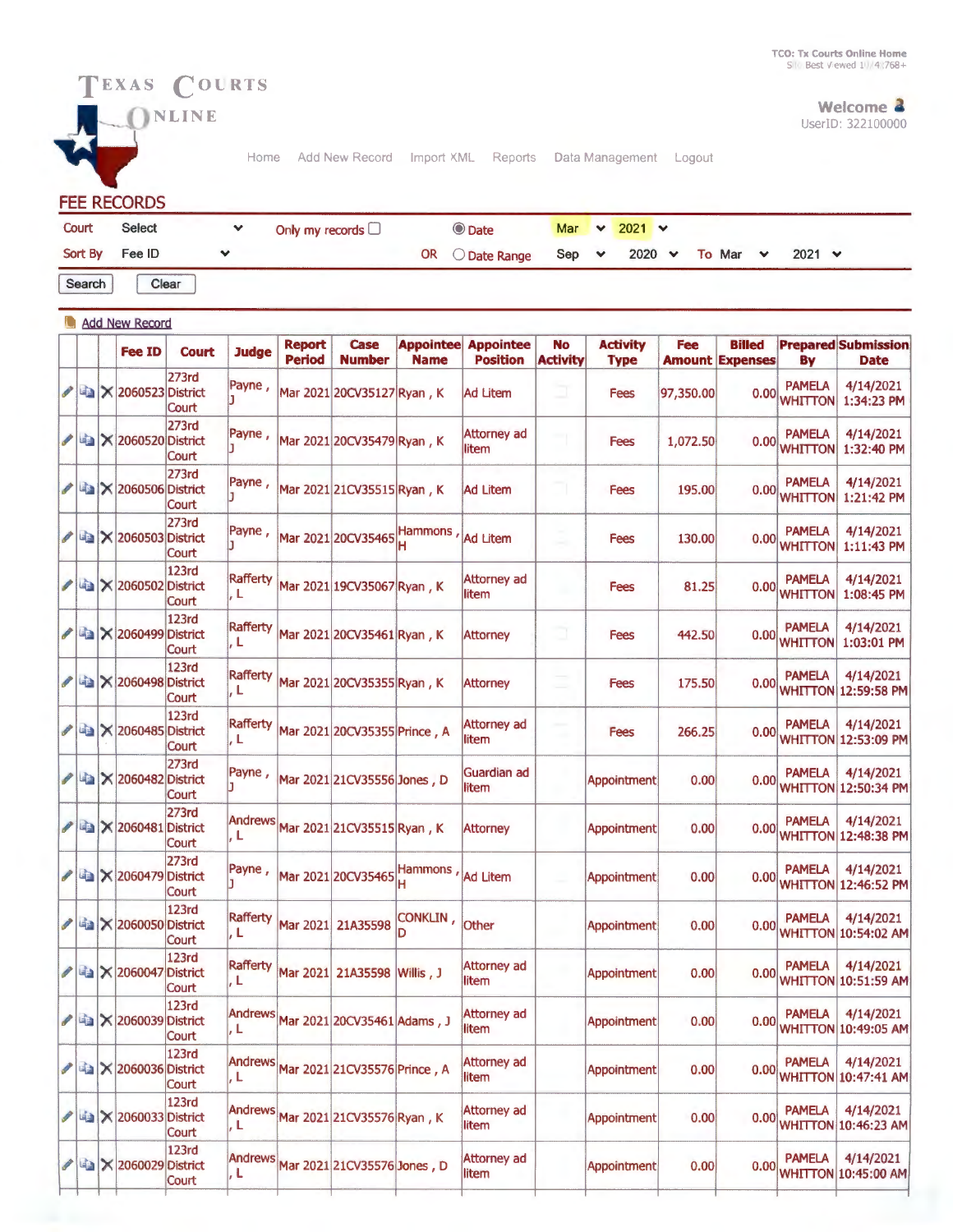TCO: Tx Courts Online Home
Site Best Viewed 1024x768+

TEXAS COURTS ONLINE

Welcome
UserID: 322100000

Home Add New Record Import XML Reports Data Management Logout

## FEE RECORDS

Court: Select | Only my records | Date: Mar 2021
Sort By: Fee ID | OR Date Range: Sep 2020 To Mar 2021

Search | Clear

Add New Record

| | | | Fee ID | Court | Judge | Report Period | Case Number | Appointee Name | Appointee Position | No Activity | Activity Type | Fee Amount | Billed Expenses | Prepared By | Submission Date |
|---|---|---|---|---|---|---|---|---|---|---|---|---|---|---|---|
| | | X | 2060523 | 273rd District Court | Payne , J | Mar 2021 | 20CV35127 | Ryan , K | Ad Litem | | Fees | 97,350.00 | 0.00 | PAMELA WHITTON | 4/14/2021 1:34:23 PM |
| | | X | 2060520 | 273rd District Court | Payne , J | Mar 2021 | 20CV35479 | Ryan , K | Attorney ad litem | | Fees | 1,072.50 | 0.00 | PAMELA WHITTON | 4/14/2021 1:32:40 PM |
| | | X | 2060506 | 273rd District Court | Payne , J | Mar 2021 | 21CV35515 | Ryan , K | Ad Litem | | Fees | 195.00 | 0.00 | PAMELA WHITTON | 4/14/2021 1:21:42 PM |
| | | X | 2060503 | 273rd District Court | Payne , J | Mar 2021 | 20CV35465 | Hammons , H | Ad Litem | | Fees | 130.00 | 0.00 | PAMELA WHITTON | 4/14/2021 1:11:43 PM |
| | | X | 2060502 | 123rd District Court | Rafferty , L | Mar 2021 | 19CV35067 | Ryan , K | Attorney ad litem | | Fees | 81.25 | 0.00 | PAMELA WHITTON | 4/14/2021 1:08:45 PM |
| | | X | 2060499 | 123rd District Court | Rafferty , L | Mar 2021 | 20CV35461 | Ryan , K | Attorney | | Fees | 442.50 | 0.00 | PAMELA WHITTON | 4/14/2021 1:03:01 PM |
| | | X | 2060498 | 123rd District Court | Rafferty , L | Mar 2021 | 20CV35355 | Ryan , K | Attorney | | Fees | 175.50 | 0.00 | PAMELA WHITTON | 4/14/2021 12:59:58 PM |
| | | X | 2060485 | 123rd District Court | Rafferty , L | Mar 2021 | 20CV35355 | Prince , A | Attorney ad litem | | Fees | 266.25 | 0.00 | PAMELA WHITTON | 4/14/2021 12:53:09 PM |
| | | X | 2060482 | 273rd District Court | Payne , J | Mar 2021 | 21CV35556 | Jones , D | Guardian ad litem | | Appointment | 0.00 | 0.00 | PAMELA WHITTON | 4/14/2021 12:50:34 PM |
| | | X | 2060481 | 273rd District Court | Andrews , L | Mar 2021 | 21CV35515 | Ryan , K | Attorney | | Appointment | 0.00 | 0.00 | PAMELA WHITTON | 4/14/2021 12:48:38 PM |
| | | X | 2060479 | 273rd District Court | Payne , J | Mar 2021 | 20CV35465 | Hammons , H | Ad Litem | | Appointment | 0.00 | 0.00 | PAMELA WHITTON | 4/14/2021 12:46:52 PM |
| | | X | 2060050 | 123rd District Court | Rafferty , L | Mar 2021 | 21A35598 | CONKLIN , D | Other | | Appointment | 0.00 | 0.00 | PAMELA WHITTON | 4/14/2021 10:54:02 AM |
| | | X | 2060047 | 123rd District Court | Rafferty , L | Mar 2021 | 21A35598 | Willis , J | Attorney ad litem | | Appointment | 0.00 | 0.00 | PAMELA WHITTON | 4/14/2021 10:51:59 AM |
| | | X | 2060039 | 123rd District Court | Andrews , L | Mar 2021 | 20CV35461 | Adams , J | Attorney ad litem | | Appointment | 0.00 | 0.00 | PAMELA WHITTON | 4/14/2021 10:49:05 AM |
| | | X | 2060036 | 123rd District Court | Andrews , L | Mar 2021 | 21CV35576 | Prince , A | Attorney ad litem | | Appointment | 0.00 | 0.00 | PAMELA WHITTON | 4/14/2021 10:47:41 AM |
| | | X | 2060033 | 123rd District Court | Andrews , L | Mar 2021 | 21CV35576 | Ryan , K | Attorney ad litem | | Appointment | 0.00 | 0.00 | PAMELA WHITTON | 4/14/2021 10:46:23 AM |
| | | X | 2060029 | 123rd District Court | Andrews , L | Mar 2021 | 21CV35576 | Jones , D | Attorney ad litem | | Appointment | 0.00 | 0.00 | PAMELA WHITTON | 4/14/2021 10:45:00 AM |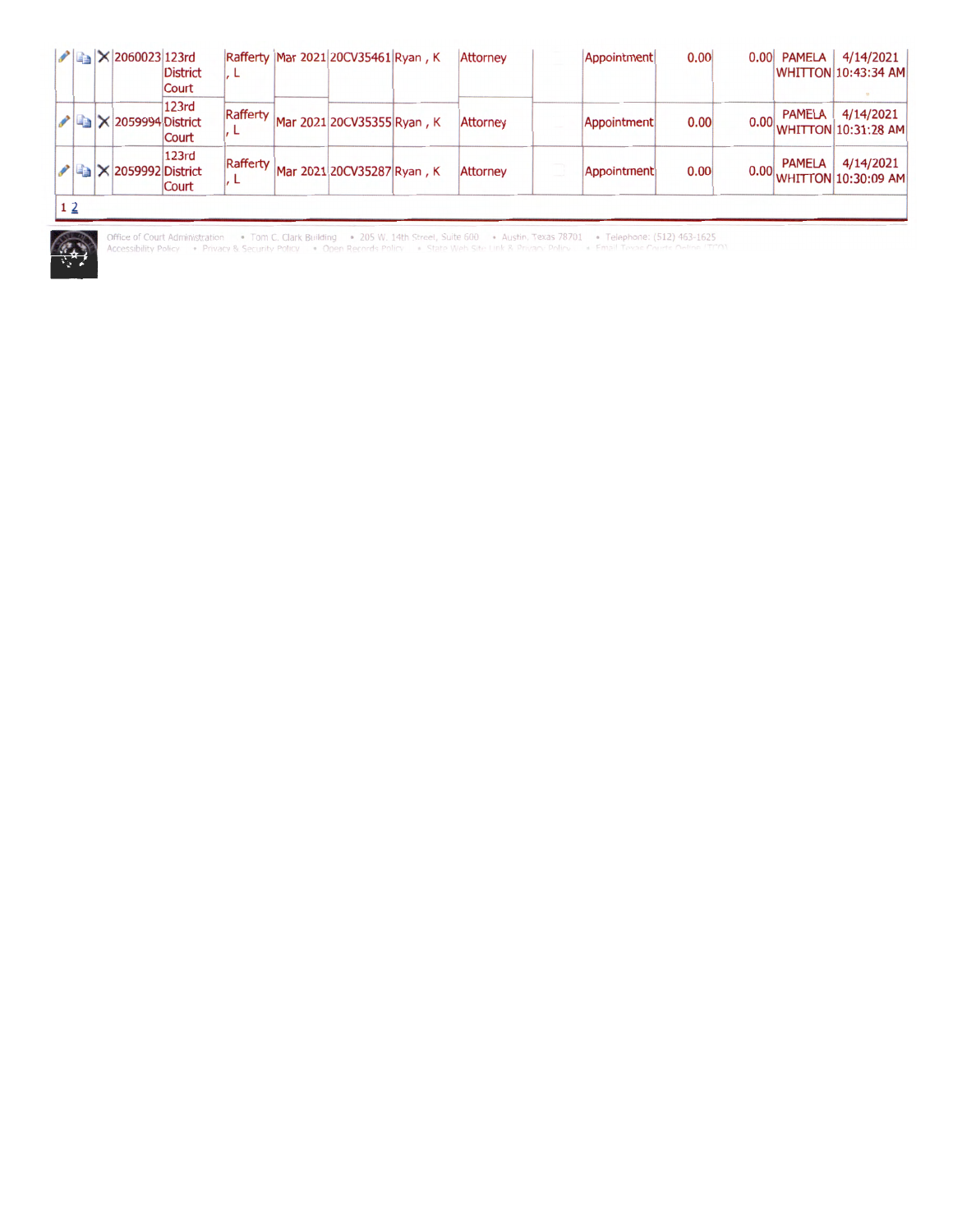| | | | | | | | | | | | | | | | |
|---|---|---|---|---|---|---|---|---|---|---|---|---|---|---|---|
| | | | 2060023 | 123rd District Court | Rafferty , L | Mar 2021 | 20CV35461 | Ryan , K | Attorney | | Appointment | 0.00 | 0.00 | PAMELA WHITTON | 4/14/2021 10:43:34 AM |
| | | | 2059994 | 123rd District Court | Rafferty , L | Mar 2021 | 20CV35355 | Ryan , K | Attorney | | Appointment | 0.00 | 0.00 | PAMELA WHITTON | 4/14/2021 10:31:28 AM |
| | | | 2059992 | 123rd District Court | Rafferty , L | Mar 2021 | 20CV35287 | Ryan , K | Attorney | | Appointment | 0.00 | 0.00 | PAMELA WHITTON | 4/14/2021 10:30:09 AM |

1 2

Office of Court Administration • Tom C. Clark Building • 205 W. 14th Street, Suite 600 • Austin, Texas 78701 • Telephone: (512) 463-1625
Accessibility Policy • Privacy & Security Policy • Open Records Policy • State Web Site Link & Privacy Policy • Email Texas Courts Online (TCO)